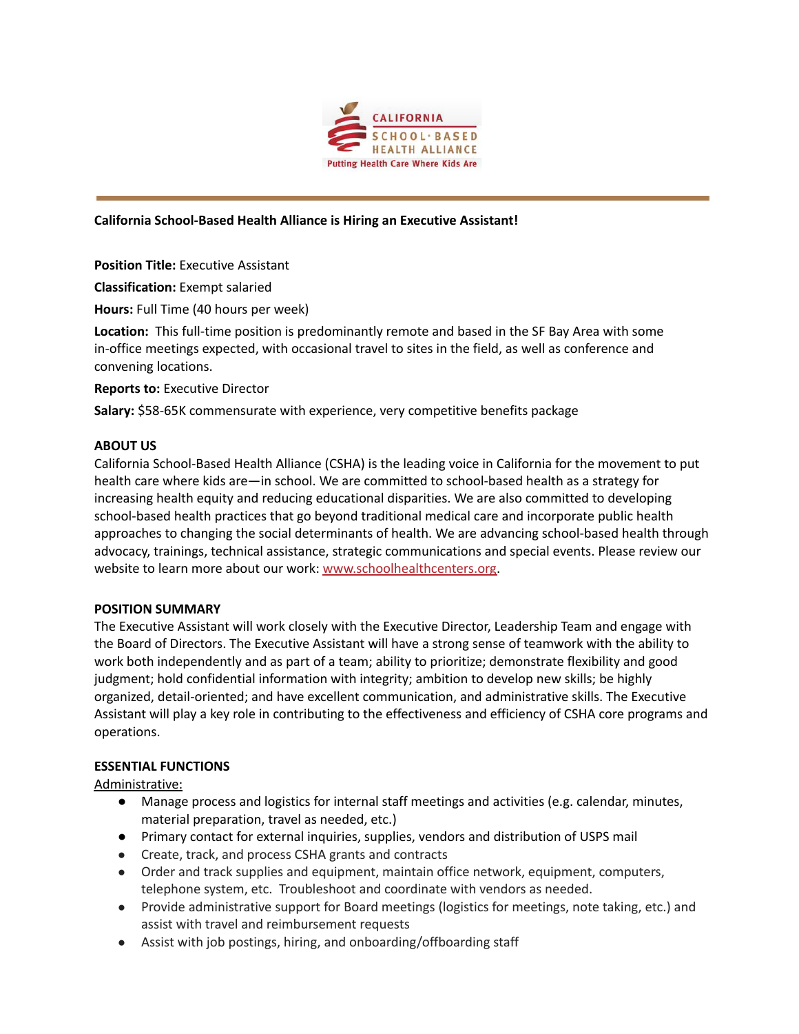CALIFORNIA SCHOOL·BASED HEALTH ALLIANCE

Putting Health Care Where Kids Are

---

**California School-Based Health Alliance is Hiring an Executive Assistant!**

**Position Title:** Executive Assistant

**Classification:** Exempt salaried

**Hours:** Full Time (40 hours per week)

**Location:** This full-time position is predominantly remote and based in the SF Bay Area with some in-office meetings expected, with occasional travel to sites in the field, as well as conference and convening locations.

**Reports to:** Executive Director

**Salary:** $58-65K commensurate with experience, very competitive benefits package

**ABOUT US**

California School-Based Health Alliance (CSHA) is the leading voice in California for the movement to put health care where kids are—in school. We are committed to school-based health as a strategy for increasing health equity and reducing educational disparities. We are also committed to developing school-based health practices that go beyond traditional medical care and incorporate public health approaches to changing the social determinants of health. We are advancing school-based health through advocacy, trainings, technical assistance, strategic communications and special events. Please review our website to learn more about our work: [www.schoolhealthcenters.org](http://www.schoolhealthcenters.org).

**POSITION SUMMARY**

The Executive Assistant will work closely with the Executive Director, Leadership Team and engage with the Board of Directors. The Executive Assistant will have a strong sense of teamwork with the ability to work both independently and as part of a team; ability to prioritize; demonstrate flexibility and good judgment; hold confidential information with integrity; ambition to develop new skills; be highly organized, detail-oriented; and have excellent communication, and administrative skills. The Executive Assistant will play a key role in contributing to the effectiveness and efficiency of CSHA core programs and operations.

**ESSENTIAL FUNCTIONS**

Administrative:

- Manage process and logistics for internal staff meetings and activities (e.g. calendar, minutes, material preparation, travel as needed, etc.)
- Primary contact for external inquiries, supplies, vendors and distribution of USPS mail
- Create, track, and process CSHA grants and contracts
- Order and track supplies and equipment, maintain office network, equipment, computers, telephone system, etc. Troubleshoot and coordinate with vendors as needed.
- Provide administrative support for Board meetings (logistics for meetings, note taking, etc.) and assist with travel and reimbursement requests
- Assist with job postings, hiring, and onboarding/offboarding staff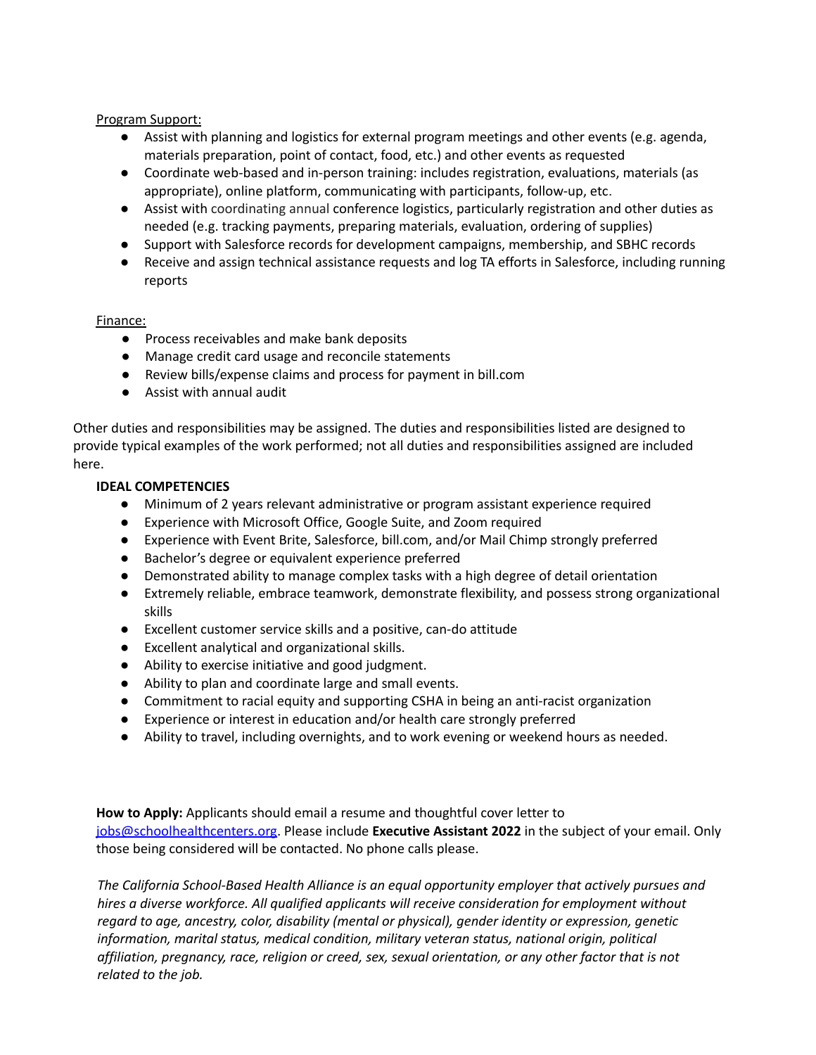Program Support:

- Assist with planning and logistics for external program meetings and other events (e.g. agenda, materials preparation, point of contact, food, etc.) and other events as requested
- Coordinate web-based and in-person training: includes registration, evaluations, materials (as appropriate), online platform, communicating with participants, follow-up, etc.
- Assist with coordinating annual conference logistics, particularly registration and other duties as needed (e.g. tracking payments, preparing materials, evaluation, ordering of supplies)
- Support with Salesforce records for development campaigns, membership, and SBHC records
- Receive and assign technical assistance requests and log TA efforts in Salesforce, including running reports

Finance:

- Process receivables and make bank deposits
- Manage credit card usage and reconcile statements
- Review bills/expense claims and process for payment in bill.com
- Assist with annual audit

Other duties and responsibilities may be assigned. The duties and responsibilities listed are designed to provide typical examples of the work performed; not all duties and responsibilities assigned are included here.

**IDEAL COMPETENCIES**

- Minimum of 2 years relevant administrative or program assistant experience required
- Experience with Microsoft Office, Google Suite, and Zoom required
- Experience with Event Brite, Salesforce, bill.com, and/or Mail Chimp strongly preferred
- Bachelor's degree or equivalent experience preferred
- Demonstrated ability to manage complex tasks with a high degree of detail orientation
- Extremely reliable, embrace teamwork, demonstrate flexibility, and possess strong organizational skills
- Excellent customer service skills and a positive, can-do attitude
- Excellent analytical and organizational skills.
- Ability to exercise initiative and good judgment.
- Ability to plan and coordinate large and small events.
- Commitment to racial equity and supporting CSHA in being an anti-racist organization
- Experience or interest in education and/or health care strongly preferred
- Ability to travel, including overnights, and to work evening or weekend hours as needed.

**How to Apply:** Applicants should email a resume and thoughtful cover letter to jobs@schoolhealthcenters.org. Please include **Executive Assistant 2022** in the subject of your email. Only those being considered will be contacted. No phone calls please.

*The California School-Based Health Alliance is an equal opportunity employer that actively pursues and hires a diverse workforce. All qualified applicants will receive consideration for employment without regard to age, ancestry, color, disability (mental or physical), gender identity or expression, genetic information, marital status, medical condition, military veteran status, national origin, political affiliation, pregnancy, race, religion or creed, sex, sexual orientation, or any other factor that is not related to the job.*